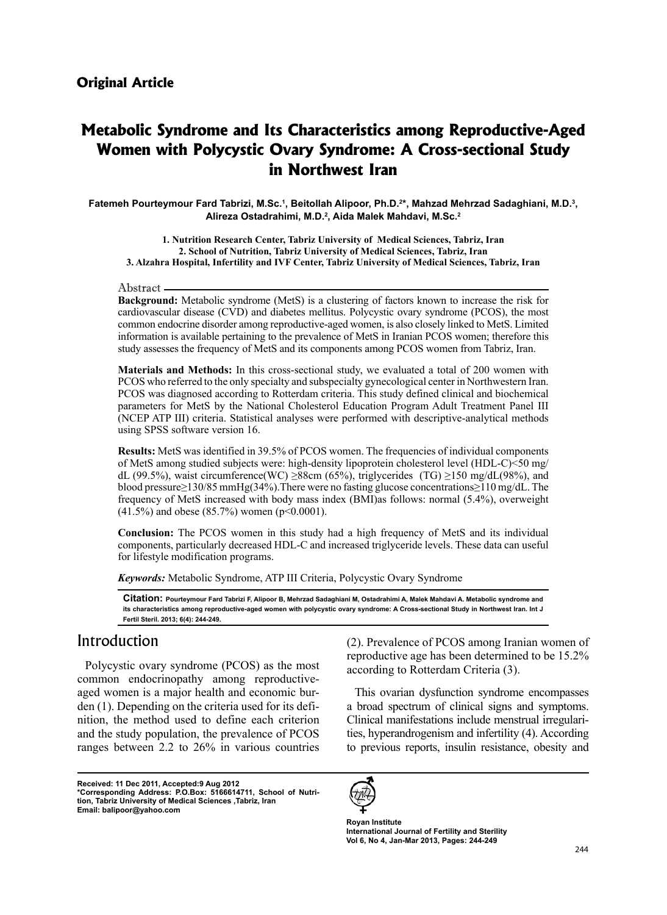## Original Article

# Metabolic Syndrome and Its Characteristics among Reproductive-Aged Women with Polycystic Ovary Syndrome: A Cross-sectional Study in Northwest Iran

**Fatemeh Pourteymour Fard Tabrizi, M.Sc.[1], Beitollah Alipoor, Ph.D.[2]*, Mahzad Mehrzad Sadaghiani, M.D.[3], Alireza Ostadrahimi, M.D.[2], Aida Malek Mahdavi, M.Sc.[2]**

**1. Nutrition Research Center, Tabriz University of Medical Sciences, Tabriz, Iran**
**2. School of Nutrition, Tabriz University of Medical Sciences, Tabriz, Iran**
**3. Alzahra Hospital, Infertility and IVF Center, Tabriz University of Medical Sciences, Tabriz, Iran**

### Abstract

**Background:** Metabolic syndrome (MetS) is a clustering of factors known to increase the risk for cardiovascular disease (CVD) and diabetes mellitus. Polycystic ovary syndrome (PCOS), the most common endocrine disorder among reproductive-aged women, is also closely linked to MetS. Limited information is available pertaining to the prevalence of MetS in Iranian PCOS women; therefore this study assesses the frequency of MetS and its components among PCOS women from Tabriz, Iran.

**Materials and Methods:** In this cross-sectional study, we evaluated a total of 200 women with PCOS who referred to the only specialty and subspecialty gynecological center in Northwestern Iran. PCOS was diagnosed according to Rotterdam criteria. This study defined clinical and biochemical parameters for MetS by the National Cholesterol Education Program Adult Treatment Panel III (NCEP ATP III) criteria. Statistical analyses were performed with descriptive-analytical methods using SPSS software version 16.

**Results:** MetS was identified in 39.5% of PCOS women. The frequencies of individual components of MetS among studied subjects were: high-density lipoprotein cholesterol level (HDL-C)<50 mg/dL (99.5%), waist circumference(WC) ≥88cm (65%), triglycerides (TG) ≥150 mg/dL(98%), and blood pressure≥130/85 mmHg(34%).There were no fasting glucose concentrations≥110 mg/dL. The frequency of MetS increased with body mass index (BMI)as follows: normal (5.4%), overweight (41.5%) and obese (85.7%) women (p<0.0001).

**Conclusion:** The PCOS women in this study had a high frequency of MetS and its individual components, particularly decreased HDL-C and increased triglyceride levels. These data can useful for lifestyle modification programs.

***Keywords:*** Metabolic Syndrome, ATP III Criteria, Polycystic Ovary Syndrome

**Citation:** Pourteymour Fard Tabrizi F, Alipoor B, Mehrzad Sadaghiani M, Ostadrahimi A, Malek Mahdavi A. Metabolic syndrome and its characteristics among reproductive-aged women with polycystic ovary syndrome: A Cross-sectional Study in Northwest Iran. Int J Fertil Steril. 2013; 6(4): 244-249.

## Introduction

Polycystic ovary syndrome (PCOS) as the most common endocrinopathy among reproductive-aged women is a major health and economic burden (1). Depending on the criteria used for its definition, the method used to define each criterion and the study population, the prevalence of PCOS ranges between 2.2 to 26% in various countries (2). Prevalence of PCOS among Iranian women of reproductive age has been determined to be 15.2% according to Rotterdam Criteria (3).

This ovarian dysfunction syndrome encompasses a broad spectrum of clinical signs and symptoms. Clinical manifestations include menstrual irregularities, hyperandrogenism and infertility (4). According to previous reports, insulin resistance, obesity and

**Received: 11 Dec 2011, Accepted:9 Aug 2012**
**\*Corresponding Address: P.O.Box: 5166614711, School of Nutrition, Tabriz University of Medical Sciences ,Tabriz, Iran**
**Email: balipoor@yahoo.com**

**Royan Institute**
**International Journal of Fertility and Sterility**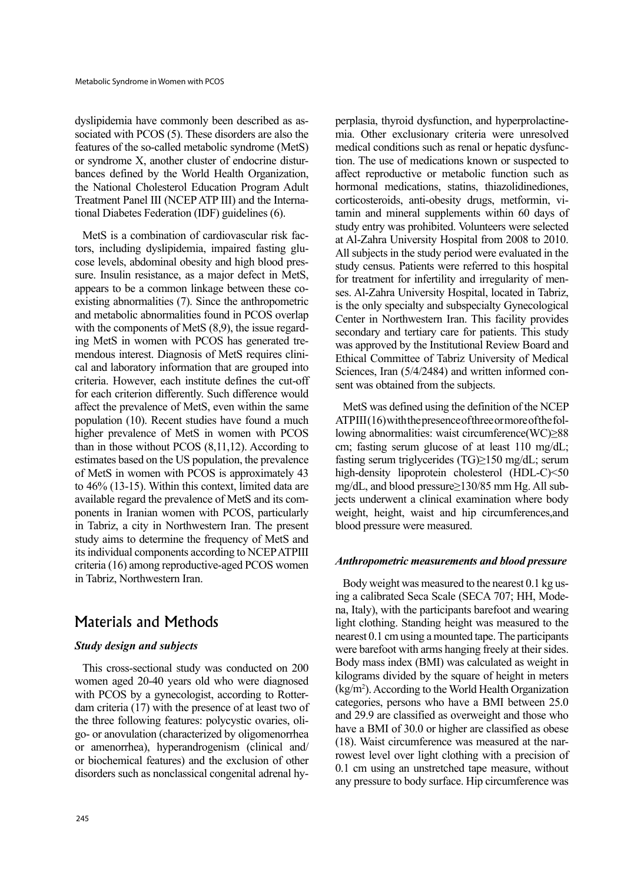dyslipidemia have commonly been described as associated with PCOS (5). These disorders are also the features of the so-called metabolic syndrome (MetS) or syndrome X, another cluster of endocrine disturbances defined by the World Health Organization, the National Cholesterol Education Program Adult Treatment Panel III (NCEP ATP III) and the International Diabetes Federation (IDF) guidelines (6).

MetS is a combination of cardiovascular risk factors, including dyslipidemia, impaired fasting glucose levels, abdominal obesity and high blood pressure. Insulin resistance, as a major defect in MetS, appears to be a common linkage between these coexisting abnormalities (7). Since the anthropometric and metabolic abnormalities found in PCOS overlap with the components of MetS (8,9), the issue regarding MetS in women with PCOS has generated tremendous interest. Diagnosis of MetS requires clinical and laboratory information that are grouped into criteria. However, each institute defines the cut-off for each criterion differently. Such difference would affect the prevalence of MetS, even within the same population (10). Recent studies have found a much higher prevalence of MetS in women with PCOS than in those without PCOS (8,11,12). According to estimates based on the US population, the prevalence of MetS in women with PCOS is approximately 43 to 46% (13-15). Within this context, limited data are available regard the prevalence of MetS and its components in Iranian women with PCOS, particularly in Tabriz, a city in Northwestern Iran. The present study aims to determine the frequency of MetS and its individual components according to NCEP ATPIII criteria (16) among reproductive-aged PCOS women in Tabriz, Northwestern Iran.

## Materials and Methods

### *Study design and subjects*

This cross-sectional study was conducted on 200 women aged 20-40 years old who were diagnosed with PCOS by a gynecologist, according to Rotterdam criteria (17) with the presence of at least two of the three following features: polycystic ovaries, oligo- or anovulation (characterized by oligomenorrhea or amenorrhea), hyperandrogenism (clinical and/or biochemical features) and the exclusion of other disorders such as nonclassical congenital adrenal hyperplasia, thyroid dysfunction, and hyperprolactinemia. Other exclusionary criteria were unresolved medical conditions such as renal or hepatic dysfunction. The use of medications known or suspected to affect reproductive or metabolic function such as hormonal medications, statins, thiazolidinediones, corticosteroids, anti-obesity drugs, metformin, vitamin and mineral supplements within 60 days of study entry was prohibited. Volunteers were selected at Al-Zahra University Hospital from 2008 to 2010. All subjects in the study period were evaluated in the study census. Patients were referred to this hospital for treatment for infertility and irregularity of menses. Al-Zahra University Hospital, located in Tabriz, is the only specialty and subspecialty Gynecological Center in Northwestern Iran. This facility provides secondary and tertiary care for patients. This study was approved by the Institutional Review Board and Ethical Committee of Tabriz University of Medical Sciences, Iran (5/4/2484) and written informed consent was obtained from the subjects.

MetS was defined using the definition of the NCEP ATPIII (16) with the presence of three or more of the following abnormalities: waist circumference(WC)$\geq$88 cm; fasting serum glucose of at least 110 mg/dL; fasting serum triglycerides (TG)$\geq$150 mg/dL; serum high-density lipoprotein cholesterol (HDL-C)<50 mg/dL, and blood pressure$\geq$130/85 mm Hg. All subjects underwent a clinical examination where body weight, height, waist and hip circumferences, and blood pressure were measured.

### *Anthropometric measurements and blood pressure*

Body weight was measured to the nearest 0.1 kg using a calibrated Seca Scale (SECA 707; HH, Modena, Italy), with the participants barefoot and wearing light clothing. Standing height was measured to the nearest 0.1 cm using a mounted tape. The participants were barefoot with arms hanging freely at their sides. Body mass index (BMI) was calculated as weight in kilograms divided by the square of height in meters ($kg/m^2$). According to the World Health Organization categories, persons who have a BMI between 25.0 and 29.9 are classified as overweight and those who have a BMI of 30.0 or higher are classified as obese (18). Waist circumference was measured at the narrowest level over light clothing with a precision of 0.1 cm using an unstretched tape measure, without any pressure to body surface. Hip circumference was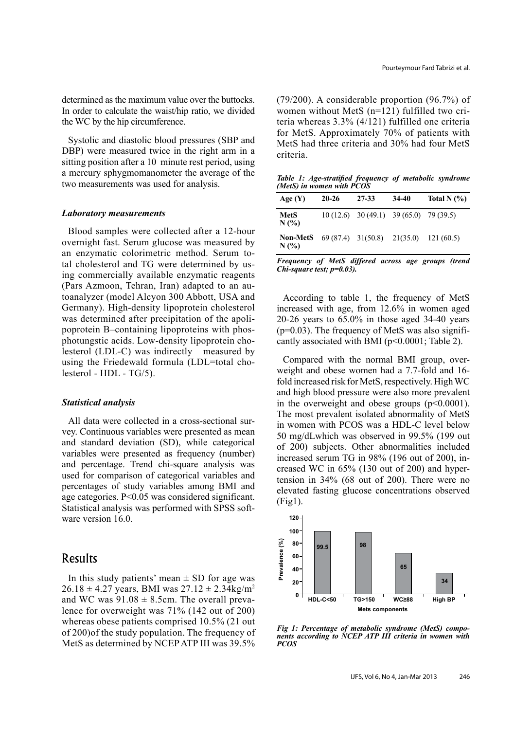determined as the maximum value over the buttocks. In order to calculate the waist/hip ratio, we divided the WC by the hip circumference.

Systolic and diastolic blood pressures (SBP and DBP) were measured twice in the right arm in a sitting position after a 10 minute rest period, using a mercury sphygmomanometer the average of the two measurements was used for analysis.

### *Laboratory measurements*

Blood samples were collected after a 12-hour overnight fast. Serum glucose was measured by an enzymatic colorimetric method. Serum total cholesterol and TG were determined by using commercially available enzymatic reagents (Pars Azmoon, Tehran, Iran) adapted to an autoanalyzer (model Alcyon 300 Abbott, USA and Germany). High-density lipoprotein cholesterol was determined after precipitation of the apolipoprotein B–containing lipoproteins with phosphotungstic acids. Low-density lipoprotein cholesterol (LDL-C) was indirectly measured by using the Friedewald formula (LDL=total cholesterol - HDL - TG/5).

### *Statistical analysis*

All data were collected in a cross-sectional survey. Continuous variables were presented as mean and standard deviation (SD), while categorical variables were presented as frequency (number) and percentage. Trend chi-square analysis was used for comparison of categorical variables and percentages of study variables among BMI and age categories. P<0.05 was considered significant. Statistical analysis was performed with SPSS software version 16.0.

## Results

In this study patients' mean ± SD for age was 26.18 ± 4.27 years, BMI was 27.12 ± 2.34kg/m$^2$ and WC was 91.08 ± 8.5cm. The overall prevalence for overweight was 71% (142 out of 200) whereas obese patients comprised 10.5% (21 out of 200)of the study population. The frequency of MetS as determined by NCEP ATP III was 39.5% (79/200). A considerable proportion (96.7%) of women without MetS (n=121) fulfilled two criteria whereas 3.3% (4/121) fulfilled one criteria for MetS. Approximately 70% of patients with MetS had three criteria and 30% had four MetS criteria.

***Table 1: Age-stratified frequency of metabolic syndrome (MetS) in women with PCOS***

| Age (Y) | 20-26 | 27-33 | 34-40 | Total N (%) |
|---|---|---|---|---|
| **MetS N (%)** | 10 (12.6) | 30 (49.1) | 39 (65.0) | 79 (39.5) |
| **Non-MetS N (%)** | 69 (87.4) | 31(50.8) | 21(35.0) | 121 (60.5) |

***Frequency of MetS differed across age groups (trend Chi-square test; p=0.03).***

According to table 1, the frequency of MetS increased with age, from 12.6% in women aged 20-26 years to 65.0% in those aged 34-40 years (p=0.03). The frequency of MetS was also significantly associated with BMI (p<0.0001; Table 2).

Compared with the normal BMI group, overweight and obese women had a 7.7-fold and 16-fold increased risk for MetS, respectively. High WC and high blood pressure were also more prevalent in the overweight and obese groups (p<0.0001). The most prevalent isolated abnormality of MetS in women with PCOS was a HDL-C level below 50 mg/dLwhich was observed in 99.5% (199 out of 200) subjects. Other abnormalities included increased serum TG in 98% (196 out of 200), increased WC in 65% (130 out of 200) and hypertension in 34% (68 out of 200). There were no elevated fasting glucose concentrations observed (Fig1).

***Fig 1: Percentage of metabolic syndrome (MetS) components according to NCEP ATP III criteria in women with PCOS***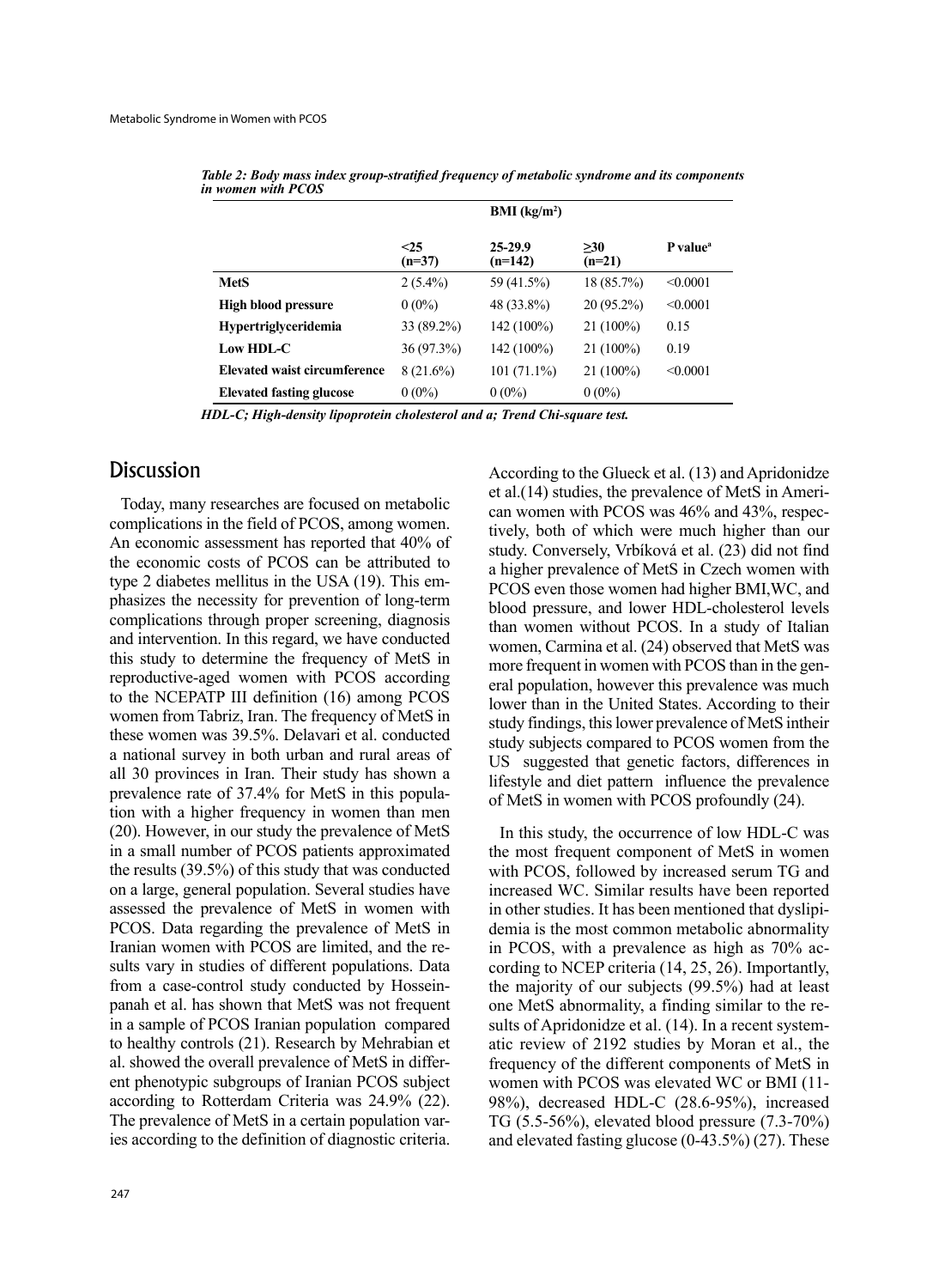*Table 2: Body mass index group-stratified frequency of metabolic syndrome and its components in women with PCOS*

| | BMI (kg/m²) | | | |
|---|---|---|---|---|
| | <25 (n=37) | 25-29.9 (n=142) | ≥30 (n=21) | P value[a] |
| **MetS** | 2 (5.4%) | 59 (41.5%) | 18 (85.7%) | <0.0001 |
| **High blood pressure** | 0 (0%) | 48 (33.8%) | 20 (95.2%) | <0.0001 |
| **Hypertriglyceridemia** | 33 (89.2%) | 142 (100%) | 21 (100%) | 0.15 |
| **Low HDL-C** | 36 (97.3%) | 142 (100%) | 21 (100%) | 0.19 |
| **Elevated waist circumference** | 8 (21.6%) | 101 (71.1%) | 21 (100%) | <0.0001 |
| **Elevated fasting glucose** | 0 (0%) | 0 (0%) | 0 (0%) | |

*HDL-C; High-density lipoprotein cholesterol and a; Trend Chi-square test.*

## Discussion

Today, many researches are focused on metabolic complications in the field of PCOS, among women. An economic assessment has reported that 40% of the economic costs of PCOS can be attributed to type 2 diabetes mellitus in the USA (19). This emphasizes the necessity for prevention of long-term complications through proper screening, diagnosis and intervention. In this regard, we have conducted this study to determine the frequency of MetS in reproductive-aged women with PCOS according to the NCEPATP III definition (16) among PCOS women from Tabriz, Iran. The frequency of MetS in these women was 39.5%. Delavari et al. conducted a national survey in both urban and rural areas of all 30 provinces in Iran. Their study has shown a prevalence rate of 37.4% for MetS in this population with a higher frequency in women than men (20). However, in our study the prevalence of MetS in a small number of PCOS patients approximated the results (39.5%) of this study that was conducted on a large, general population. Several studies have assessed the prevalence of MetS in women with PCOS. Data regarding the prevalence of MetS in Iranian women with PCOS are limited, and the results vary in studies of different populations. Data from a case-control study conducted by Hosseinpanah et al. has shown that MetS was not frequent in a sample of PCOS Iranian population compared to healthy controls (21). Research by Mehrabian et al. showed the overall prevalence of MetS in different phenotypic subgroups of Iranian PCOS subject according to Rotterdam Criteria was 24.9% (22). The prevalence of MetS in a certain population varies according to the definition of diagnostic criteria. According to the Glueck et al. (13) and Apridonidze et al.(14) studies, the prevalence of MetS in American women with PCOS was 46% and 43%, respectively, both of which were much higher than our study. Conversely, Vrbíková et al. (23) did not find a higher prevalence of MetS in Czech women with PCOS even those women had higher BMI,WC, and blood pressure, and lower HDL-cholesterol levels than women without PCOS. In a study of Italian women, Carmina et al. (24) observed that MetS was more frequent in women with PCOS than in the general population, however this prevalence was much lower than in the United States. According to their study findings, this lower prevalence of MetS intheir study subjects compared to PCOS women from the US suggested that genetic factors, differences in lifestyle and diet pattern influence the prevalence of MetS in women with PCOS profoundly (24).

In this study, the occurrence of low HDL-C was the most frequent component of MetS in women with PCOS, followed by increased serum TG and increased WC. Similar results have been reported in other studies. It has been mentioned that dyslipidemia is the most common metabolic abnormality in PCOS, with a prevalence as high as 70% according to NCEP criteria (14, 25, 26). Importantly, the majority of our subjects (99.5%) had at least one MetS abnormality, a finding similar to the results of Apridonidze et al. (14). In a recent systematic review of 2192 studies by Moran et al., the frequency of the different components of MetS in women with PCOS was elevated WC or BMI (11-98%), decreased HDL-C (28.6-95%), increased TG (5.5-56%), elevated blood pressure (7.3-70%) and elevated fasting glucose (0-43.5%) (27). These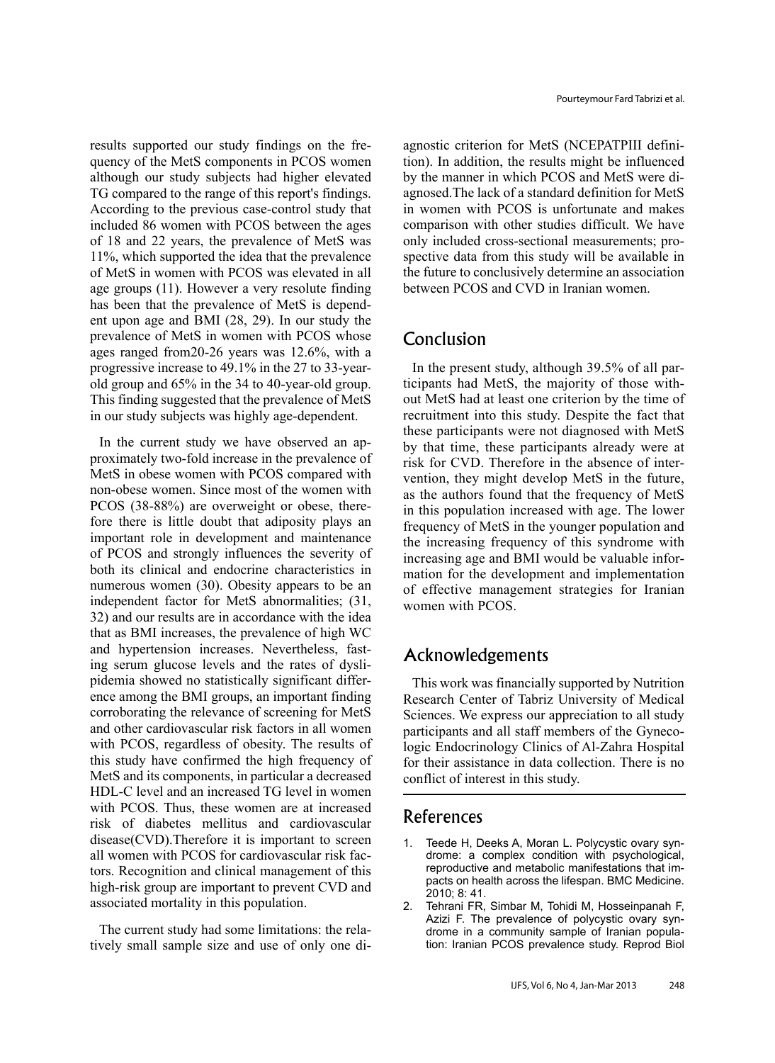results supported our study findings on the frequency of the MetS components in PCOS women although our study subjects had higher elevated TG compared to the range of this report's findings. According to the previous case-control study that included 86 women with PCOS between the ages of 18 and 22 years, the prevalence of MetS was 11%, which supported the idea that the prevalence of MetS in women with PCOS was elevated in all age groups (11). However a very resolute finding has been that the prevalence of MetS is dependent upon age and BMI (28, 29). In our study the prevalence of MetS in women with PCOS whose ages ranged from20-26 years was 12.6%, with a progressive increase to 49.1% in the 27 to 33-year-old group and 65% in the 34 to 40-year-old group. This finding suggested that the prevalence of MetS in our study subjects was highly age-dependent.

In the current study we have observed an approximately two-fold increase in the prevalence of MetS in obese women with PCOS compared with non-obese women. Since most of the women with PCOS (38-88%) are overweight or obese, therefore there is little doubt that adiposity plays an important role in development and maintenance of PCOS and strongly influences the severity of both its clinical and endocrine characteristics in numerous women (30). Obesity appears to be an independent factor for MetS abnormalities; (31, 32) and our results are in accordance with the idea that as BMI increases, the prevalence of high WC and hypertension increases. Nevertheless, fasting serum glucose levels and the rates of dyslipidemia showed no statistically significant difference among the BMI groups, an important finding corroborating the relevance of screening for MetS and other cardiovascular risk factors in all women with PCOS, regardless of obesity. The results of this study have confirmed the high frequency of MetS and its components, in particular a decreased HDL-C level and an increased TG level in women with PCOS. Thus, these women are at increased risk of diabetes mellitus and cardiovascular disease(CVD).Therefore it is important to screen all women with PCOS for cardiovascular risk factors. Recognition and clinical management of this high-risk group are important to prevent CVD and associated mortality in this population.

The current study had some limitations: the relatively small sample size and use of only one diagnostic criterion for MetS (NCEPATPIII definition). In addition, the results might be influenced by the manner in which PCOS and MetS were diagnosed.The lack of a standard definition for MetS in women with PCOS is unfortunate and makes comparison with other studies difficult. We have only included cross-sectional measurements; prospective data from this study will be available in the future to conclusively determine an association between PCOS and CVD in Iranian women.

## Conclusion

In the present study, although 39.5% of all participants had MetS, the majority of those without MetS had at least one criterion by the time of recruitment into this study. Despite the fact that these participants were not diagnosed with MetS by that time, these participants already were at risk for CVD. Therefore in the absence of intervention, they might develop MetS in the future, as the authors found that the frequency of MetS in this population increased with age. The lower frequency of MetS in the younger population and the increasing frequency of this syndrome with increasing age and BMI would be valuable information for the development and implementation of effective management strategies for Iranian women with PCOS.

## Acknowledgements

This work was financially supported by Nutrition Research Center of Tabriz University of Medical Sciences. We express our appreciation to all study participants and all staff members of the Gynecologic Endocrinology Clinics of Al-Zahra Hospital for their assistance in data collection. There is no conflict of interest in this study.

## References

1. Teede H, Deeks A, Moran L. Polycystic ovary syndrome: a complex condition with psychological, reproductive and metabolic manifestations that impacts on health across the lifespan. BMC Medicine. 2010; 8: 41.
2. Tehrani FR, Simbar M, Tohidi M, Hosseinpanah F, Azizi F. The prevalence of polycystic ovary syndrome in a community sample of Iranian population: Iranian PCOS prevalence study. Reprod Biol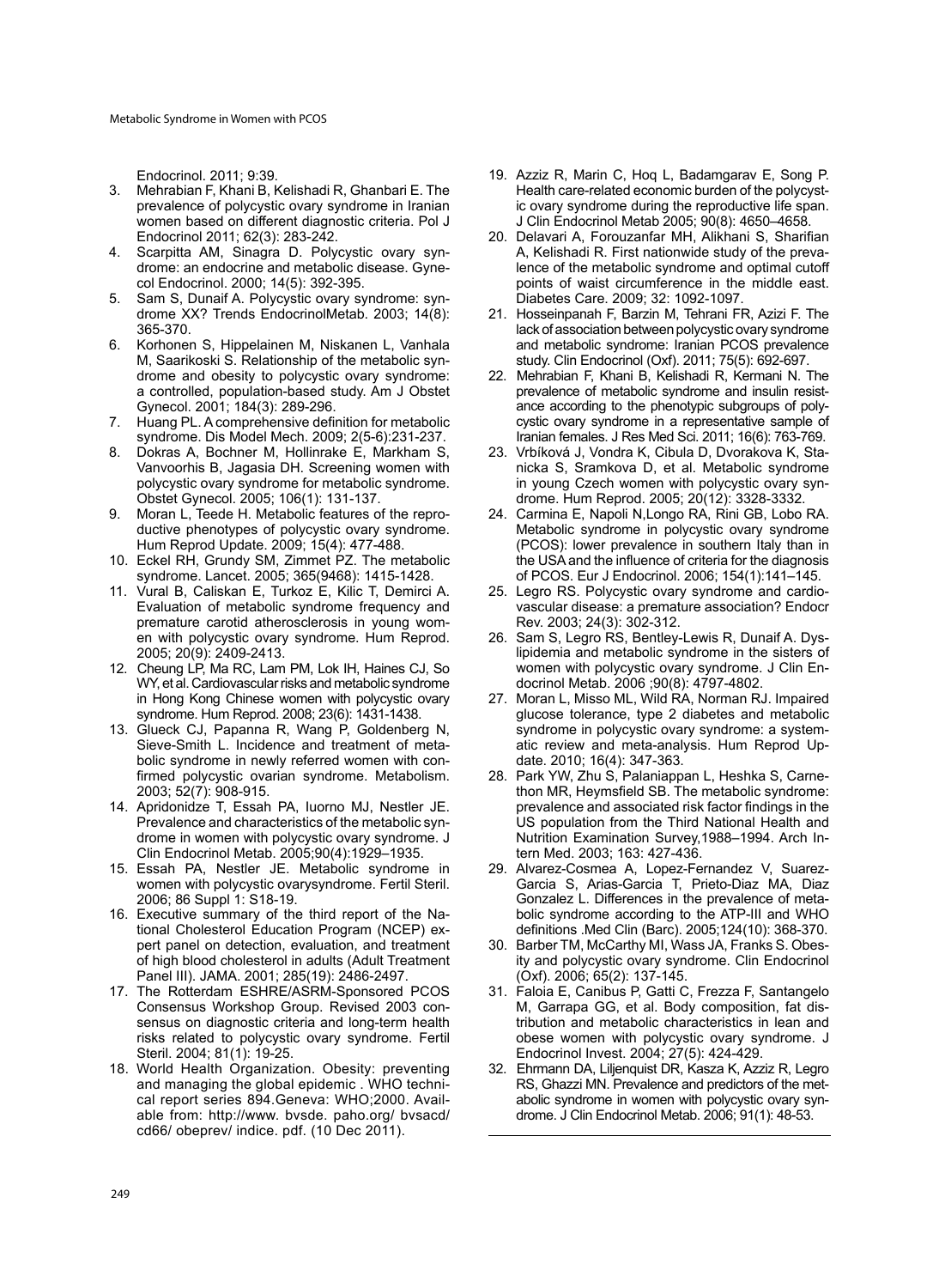Endocrinol. 2011; 9:39.

3. Mehrabian F, Khani B, Kelishadi R, Ghanbari E. The prevalence of polycystic ovary syndrome in Iranian women based on different diagnostic criteria. Pol J Endocrinol 2011; 62(3): 283-242.
4. Scarpitta AM, Sinagra D. Polycystic ovary syndrome: an endocrine and metabolic disease. Gynecol Endocrinol. 2000; 14(5): 392-395.
5. Sam S, Dunaif A. Polycystic ovary syndrome: syndrome XX? Trends EndocrinolMetab. 2003; 14(8): 365-370.
6. Korhonen S, Hippelainen M, Niskanen L, Vanhala M, Saarikoski S. Relationship of the metabolic syndrome and obesity to polycystic ovary syndrome: a controlled, population-based study. Am J Obstet Gynecol. 2001; 184(3): 289-296.
7. Huang PL. A comprehensive definition for metabolic syndrome. Dis Model Mech. 2009; 2(5-6):231-237.
8. Dokras A, Bochner M, Hollinrake E, Markham S, Vanvoorhis B, Jagasia DH. Screening women with polycystic ovary syndrome for metabolic syndrome. Obstet Gynecol. 2005; 106(1): 131-137.
9. Moran L, Teede H. Metabolic features of the reproductive phenotypes of polycystic ovary syndrome. Hum Reprod Update. 2009; 15(4): 477-488.
10. Eckel RH, Grundy SM, Zimmet PZ. The metabolic syndrome. Lancet. 2005; 365(9468): 1415-1428.
11. Vural B, Caliskan E, Turkoz E, Kilic T, Demirci A. Evaluation of metabolic syndrome frequency and premature carotid atherosclerosis in young women with polycystic ovary syndrome. Hum Reprod. 2005; 20(9): 2409-2413.
12. Cheung LP, Ma RC, Lam PM, Lok IH, Haines CJ, So WY, et al. Cardiovascular risks and metabolic syndrome in Hong Kong Chinese women with polycystic ovary syndrome. Hum Reprod. 2008; 23(6): 1431-1438.
13. Glueck CJ, Papanna R, Wang P, Goldenberg N, Sieve-Smith L. Incidence and treatment of metabolic syndrome in newly referred women with confirmed polycystic ovarian syndrome. Metabolism. 2003; 52(7): 908-915.
14. Apridonidze T, Essah PA, Iuorno MJ, Nestler JE. Prevalence and characteristics of the metabolic syndrome in women with polycystic ovary syndrome. J Clin Endocrinol Metab. 2005;90(4):1929–1935.
15. Essah PA, Nestler JE. Metabolic syndrome in women with polycystic ovarysyndrome. Fertil Steril. 2006; 86 Suppl 1: S18-19.
16. Executive summary of the third report of the National Cholesterol Education Program (NCEP) expert panel on detection, evaluation, and treatment of high blood cholesterol in adults (Adult Treatment Panel III). JAMA. 2001; 285(19): 2486-2497.
17. The Rotterdam ESHRE/ASRM-Sponsored PCOS Consensus Workshop Group. Revised 2003 consensus on diagnostic criteria and long-term health risks related to polycystic ovary syndrome. Fertil Steril. 2004; 81(1): 19-25.
18. World Health Organization. Obesity: preventing and managing the global epidemic . WHO technical report series 894.Geneva: WHO;2000. Available from: http://www. bvsde. paho.org/ bvsacd/ cd66/ obeprev/ indice. pdf. (10 Dec 2011).
19. Azziz R, Marin C, Hoq L, Badamgarav E, Song P. Health care-related economic burden of the polycystic ovary syndrome during the reproductive life span. J Clin Endocrinol Metab 2005; 90(8): 4650–4658.
20. Delavari A, Forouzanfar MH, Alikhani S, Sharifian A, Kelishadi R. First nationwide study of the prevalence of the metabolic syndrome and optimal cutoff points of waist circumference in the middle east. Diabetes Care. 2009; 32: 1092-1097.
21. Hosseinpanah F, Barzin M, Tehrani FR, Azizi F. The lack of association between polycystic ovary syndrome and metabolic syndrome: Iranian PCOS prevalence study. Clin Endocrinol (Oxf). 2011; 75(5): 692-697.
22. Mehrabian F, Khani B, Kelishadi R, Kermani N. The prevalence of metabolic syndrome and insulin resistance according to the phenotypic subgroups of polycystic ovary syndrome in a representative sample of Iranian females. J Res Med Sci. 2011; 16(6): 763-769.
23. Vrbíková J, Vondra K, Cibula D, Dvorakova K, Stanicka S, Sramkova D, et al. Metabolic syndrome in young Czech women with polycystic ovary syndrome. Hum Reprod. 2005; 20(12): 3328-3332.
24. Carmina E, Napoli N,Longo RA, Rini GB, Lobo RA. Metabolic syndrome in polycystic ovary syndrome (PCOS): lower prevalence in southern Italy than in the USA and the influence of criteria for the diagnosis of PCOS. Eur J Endocrinol. 2006; 154(1):141–145.
25. Legro RS. Polycystic ovary syndrome and cardiovascular disease: a premature association? Endocr Rev. 2003; 24(3): 302-312.
26. Sam S, Legro RS, Bentley-Lewis R, Dunaif A. Dyslipidemia and metabolic syndrome in the sisters of women with polycystic ovary syndrome. J Clin Endocrinol Metab. 2006 ;90(8): 4797-4802.
27. Moran L, Misso ML, Wild RA, Norman RJ. Impaired glucose tolerance, type 2 diabetes and metabolic syndrome in polycystic ovary syndrome: a systematic review and meta-analysis. Hum Reprod Update. 2010; 16(4): 347-363.
28. Park YW, Zhu S, Palaniappan L, Heshka S, Carnethon MR, Heymsfield SB. The metabolic syndrome: prevalence and associated risk factor findings in the US population from the Third National Health and Nutrition Examination Survey,1988–1994. Arch Intern Med. 2003; 163: 427-436.
29. Alvarez-Cosmea A, Lopez-Fernandez V, Suarez-Garcia S, Arias-Garcia T, Prieto-Diaz MA, Diaz Gonzalez L. Differences in the prevalence of metabolic syndrome according to the ATP-III and WHO definitions .Med Clin (Barc). 2005;124(10): 368-370.
30. Barber TM, McCarthy MI, Wass JA, Franks S. Obesity and polycystic ovary syndrome. Clin Endocrinol (Oxf). 2006; 65(2): 137-145.
31. Faloia E, Canibus P, Gatti C, Frezza F, Santangelo M, Garrapa GG, et al. Body composition, fat distribution and metabolic characteristics in lean and obese women with polycystic ovary syndrome. J Endocrinol Invest. 2004; 27(5): 424-429.
32. Ehrmann DA, Liljenquist DR, Kasza K, Azziz R, Legro RS, Ghazzi MN. Prevalence and predictors of the metabolic syndrome in women with polycystic ovary syndrome. J Clin Endocrinol Metab. 2006; 91(1): 48-53.